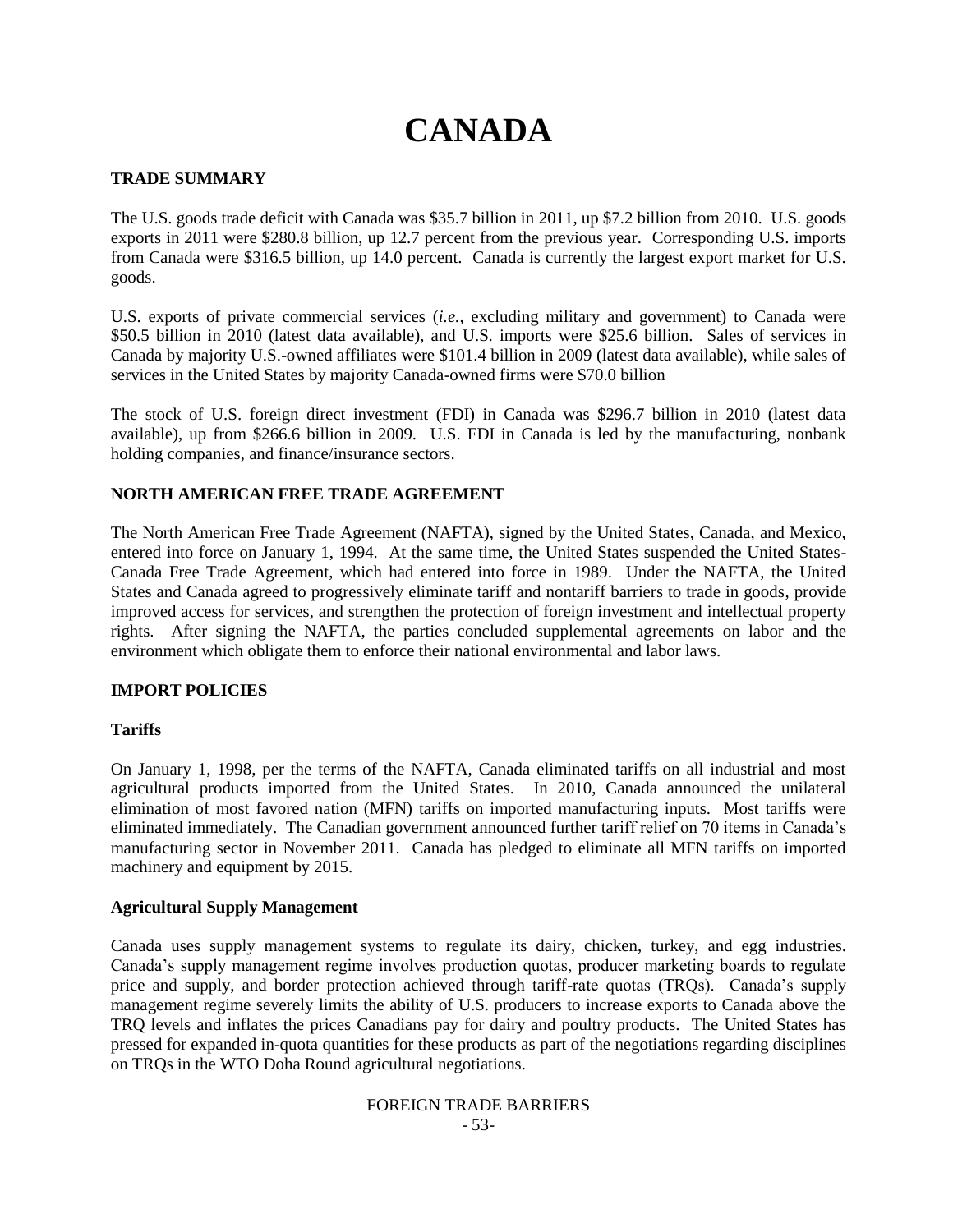# CANADA

## TRADE SUMMARY

The U.S. goods trade deficit with Canada was $35.7 billion in 2011, up $7.2 billion from 2010. U.S. goods exports in 2011 were $280.8 billion, up 12.7 percent from the previous year. Corresponding U.S. imports from Canada were $316.5 billion, up 14.0 percent. Canada is currently the largest export market for U.S. goods.

U.S. exports of private commercial services (*i.e.*, excluding military and government) to Canada were $50.5 billion in 2010 (latest data available), and U.S. imports were $25.6 billion. Sales of services in Canada by majority U.S.-owned affiliates were $101.4 billion in 2009 (latest data available), while sales of services in the United States by majority Canada-owned firms were $70.0 billion

The stock of U.S. foreign direct investment (FDI) in Canada was $296.7 billion in 2010 (latest data available), up from $266.6 billion in 2009. U.S. FDI in Canada is led by the manufacturing, nonbank holding companies, and finance/insurance sectors.

## NORTH AMERICAN FREE TRADE AGREEMENT

The North American Free Trade Agreement (NAFTA), signed by the United States, Canada, and Mexico, entered into force on January 1, 1994. At the same time, the United States suspended the United States-Canada Free Trade Agreement, which had entered into force in 1989. Under the NAFTA, the United States and Canada agreed to progressively eliminate tariff and nontariff barriers to trade in goods, provide improved access for services, and strengthen the protection of foreign investment and intellectual property rights. After signing the NAFTA, the parties concluded supplemental agreements on labor and the environment which obligate them to enforce their national environmental and labor laws.

## IMPORT POLICIES

### Tariffs

On January 1, 1998, per the terms of the NAFTA, Canada eliminated tariffs on all industrial and most agricultural products imported from the United States. In 2010, Canada announced the unilateral elimination of most favored nation (MFN) tariffs on imported manufacturing inputs. Most tariffs were eliminated immediately. The Canadian government announced further tariff relief on 70 items in Canada's manufacturing sector in November 2011. Canada has pledged to eliminate all MFN tariffs on imported machinery and equipment by 2015.

### Agricultural Supply Management

Canada uses supply management systems to regulate its dairy, chicken, turkey, and egg industries. Canada's supply management regime involves production quotas, producer marketing boards to regulate price and supply, and border protection achieved through tariff-rate quotas (TRQs). Canada's supply management regime severely limits the ability of U.S. producers to increase exports to Canada above the TRQ levels and inflates the prices Canadians pay for dairy and poultry products. The United States has pressed for expanded in-quota quantities for these products as part of the negotiations regarding disciplines on TRQs in the WTO Doha Round agricultural negotiations.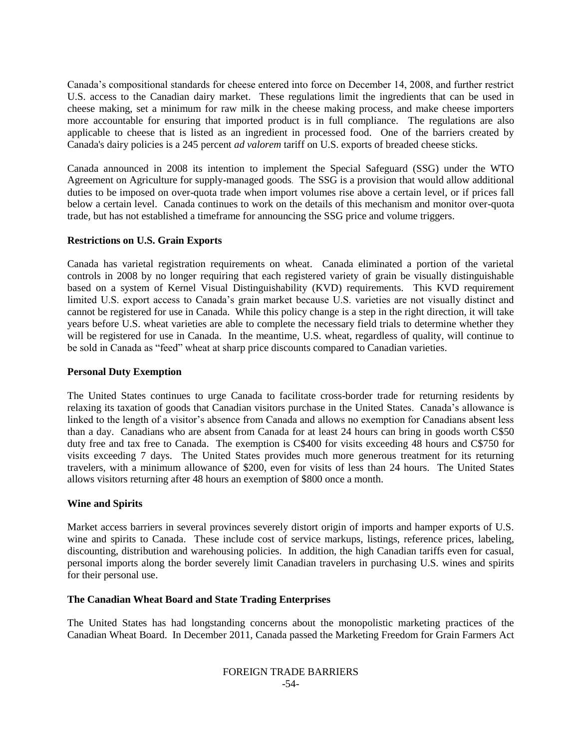Canada's compositional standards for cheese entered into force on December 14, 2008, and further restrict U.S. access to the Canadian dairy market. These regulations limit the ingredients that can be used in cheese making, set a minimum for raw milk in the cheese making process, and make cheese importers more accountable for ensuring that imported product is in full compliance. The regulations are also applicable to cheese that is listed as an ingredient in processed food. One of the barriers created by Canada's dairy policies is a 245 percent *ad valorem* tariff on U.S. exports of breaded cheese sticks.

Canada announced in 2008 its intention to implement the Special Safeguard (SSG) under the WTO Agreement on Agriculture for supply-managed goods. The SSG is a provision that would allow additional duties to be imposed on over-quota trade when import volumes rise above a certain level, or if prices fall below a certain level. Canada continues to work on the details of this mechanism and monitor over-quota trade, but has not established a timeframe for announcing the SSG price and volume triggers.

**Restrictions on U.S. Grain Exports**

Canada has varietal registration requirements on wheat. Canada eliminated a portion of the varietal controls in 2008 by no longer requiring that each registered variety of grain be visually distinguishable based on a system of Kernel Visual Distinguishability (KVD) requirements. This KVD requirement limited U.S. export access to Canada's grain market because U.S. varieties are not visually distinct and cannot be registered for use in Canada. While this policy change is a step in the right direction, it will take years before U.S. wheat varieties are able to complete the necessary field trials to determine whether they will be registered for use in Canada. In the meantime, U.S. wheat, regardless of quality, will continue to be sold in Canada as "feed" wheat at sharp price discounts compared to Canadian varieties.

**Personal Duty Exemption**

The United States continues to urge Canada to facilitate cross-border trade for returning residents by relaxing its taxation of goods that Canadian visitors purchase in the United States. Canada's allowance is linked to the length of a visitor's absence from Canada and allows no exemption for Canadians absent less than a day. Canadians who are absent from Canada for at least 24 hours can bring in goods worth C$50 duty free and tax free to Canada. The exemption is C$400 for visits exceeding 48 hours and C$750 for visits exceeding 7 days. The United States provides much more generous treatment for its returning travelers, with a minimum allowance of $200, even for visits of less than 24 hours. The United States allows visitors returning after 48 hours an exemption of $800 once a month.

**Wine and Spirits**

Market access barriers in several provinces severely distort origin of imports and hamper exports of U.S. wine and spirits to Canada. These include cost of service markups, listings, reference prices, labeling, discounting, distribution and warehousing policies. In addition, the high Canadian tariffs even for casual, personal imports along the border severely limit Canadian travelers in purchasing U.S. wines and spirits for their personal use.

**The Canadian Wheat Board and State Trading Enterprises**

The United States has had longstanding concerns about the monopolistic marketing practices of the Canadian Wheat Board. In December 2011, Canada passed the Marketing Freedom for Grain Farmers Act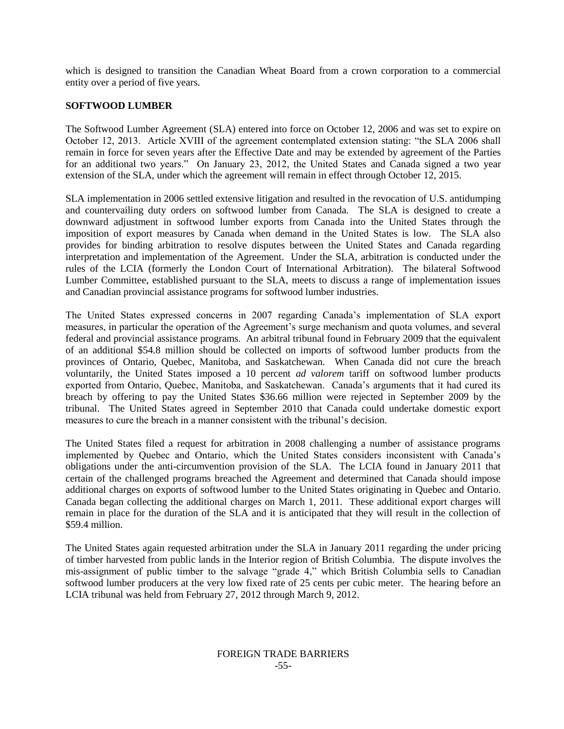which is designed to transition the Canadian Wheat Board from a crown corporation to a commercial entity over a period of five years.

## SOFTWOOD LUMBER

The Softwood Lumber Agreement (SLA) entered into force on October 12, 2006 and was set to expire on October 12, 2013. Article XVIII of the agreement contemplated extension stating: "the SLA 2006 shall remain in force for seven years after the Effective Date and may be extended by agreement of the Parties for an additional two years." On January 23, 2012, the United States and Canada signed a two year extension of the SLA, under which the agreement will remain in effect through October 12, 2015.

SLA implementation in 2006 settled extensive litigation and resulted in the revocation of U.S. antidumping and countervailing duty orders on softwood lumber from Canada. The SLA is designed to create a downward adjustment in softwood lumber exports from Canada into the United States through the imposition of export measures by Canada when demand in the United States is low. The SLA also provides for binding arbitration to resolve disputes between the United States and Canada regarding interpretation and implementation of the Agreement. Under the SLA, arbitration is conducted under the rules of the LCIA (formerly the London Court of International Arbitration). The bilateral Softwood Lumber Committee, established pursuant to the SLA, meets to discuss a range of implementation issues and Canadian provincial assistance programs for softwood lumber industries.

The United States expressed concerns in 2007 regarding Canada's implementation of SLA export measures, in particular the operation of the Agreement's surge mechanism and quota volumes, and several federal and provincial assistance programs. An arbitral tribunal found in February 2009 that the equivalent of an additional $54.8 million should be collected on imports of softwood lumber products from the provinces of Ontario, Quebec, Manitoba, and Saskatchewan. When Canada did not cure the breach voluntarily, the United States imposed a 10 percent *ad valorem* tariff on softwood lumber products exported from Ontario, Quebec, Manitoba, and Saskatchewan. Canada's arguments that it had cured its breach by offering to pay the United States $36.66 million were rejected in September 2009 by the tribunal. The United States agreed in September 2010 that Canada could undertake domestic export measures to cure the breach in a manner consistent with the tribunal's decision.

The United States filed a request for arbitration in 2008 challenging a number of assistance programs implemented by Quebec and Ontario, which the United States considers inconsistent with Canada's obligations under the anti-circumvention provision of the SLA. The LCIA found in January 2011 that certain of the challenged programs breached the Agreement and determined that Canada should impose additional charges on exports of softwood lumber to the United States originating in Quebec and Ontario. Canada began collecting the additional charges on March 1, 2011. These additional export charges will remain in place for the duration of the SLA and it is anticipated that they will result in the collection of $59.4 million.

The United States again requested arbitration under the SLA in January 2011 regarding the under pricing of timber harvested from public lands in the Interior region of British Columbia. The dispute involves the mis-assignment of public timber to the salvage "grade 4," which British Columbia sells to Canadian softwood lumber producers at the very low fixed rate of 25 cents per cubic meter. The hearing before an LCIA tribunal was held from February 27, 2012 through March 9, 2012.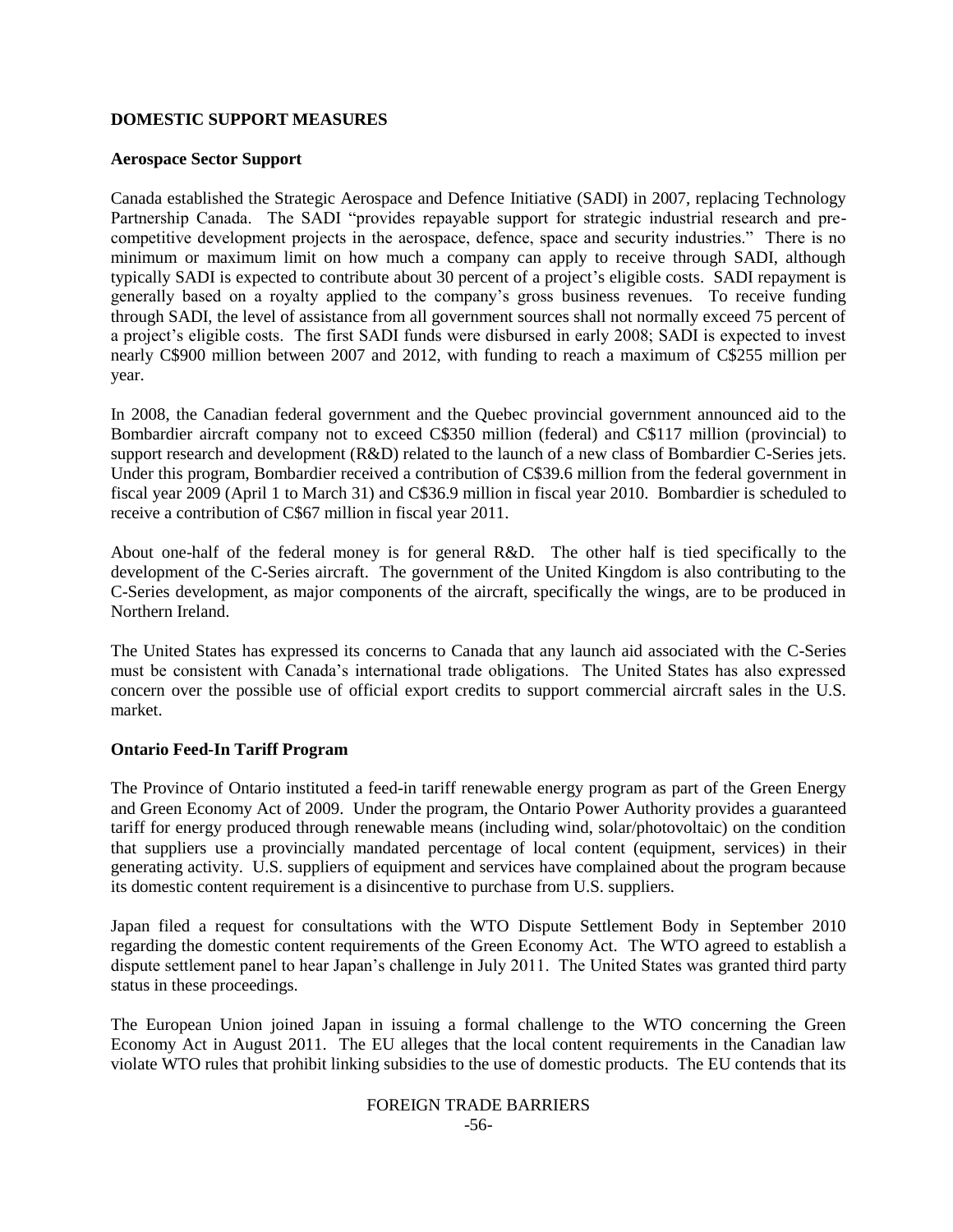## DOMESTIC SUPPORT MEASURES

### Aerospace Sector Support

Canada established the Strategic Aerospace and Defence Initiative (SADI) in 2007, replacing Technology Partnership Canada. The SADI "provides repayable support for strategic industrial research and pre-competitive development projects in the aerospace, defence, space and security industries." There is no minimum or maximum limit on how much a company can apply to receive through SADI, although typically SADI is expected to contribute about 30 percent of a project's eligible costs. SADI repayment is generally based on a royalty applied to the company's gross business revenues. To receive funding through SADI, the level of assistance from all government sources shall not normally exceed 75 percent of a project's eligible costs. The first SADI funds were disbursed in early 2008; SADI is expected to invest nearly C$900 million between 2007 and 2012, with funding to reach a maximum of C$255 million per year.

In 2008, the Canadian federal government and the Quebec provincial government announced aid to the Bombardier aircraft company not to exceed C$350 million (federal) and C$117 million (provincial) to support research and development (R&D) related to the launch of a new class of Bombardier C-Series jets. Under this program, Bombardier received a contribution of C$39.6 million from the federal government in fiscal year 2009 (April 1 to March 31) and C$36.9 million in fiscal year 2010. Bombardier is scheduled to receive a contribution of C$67 million in fiscal year 2011.

About one-half of the federal money is for general R&D. The other half is tied specifically to the development of the C-Series aircraft. The government of the United Kingdom is also contributing to the C-Series development, as major components of the aircraft, specifically the wings, are to be produced in Northern Ireland.

The United States has expressed its concerns to Canada that any launch aid associated with the C-Series must be consistent with Canada's international trade obligations. The United States has also expressed concern over the possible use of official export credits to support commercial aircraft sales in the U.S. market.

### Ontario Feed-In Tariff Program

The Province of Ontario instituted a feed-in tariff renewable energy program as part of the Green Energy and Green Economy Act of 2009. Under the program, the Ontario Power Authority provides a guaranteed tariff for energy produced through renewable means (including wind, solar/photovoltaic) on the condition that suppliers use a provincially mandated percentage of local content (equipment, services) in their generating activity. U.S. suppliers of equipment and services have complained about the program because its domestic content requirement is a disincentive to purchase from U.S. suppliers.

Japan filed a request for consultations with the WTO Dispute Settlement Body in September 2010 regarding the domestic content requirements of the Green Economy Act. The WTO agreed to establish a dispute settlement panel to hear Japan's challenge in July 2011. The United States was granted third party status in these proceedings.

The European Union joined Japan in issuing a formal challenge to the WTO concerning the Green Economy Act in August 2011. The EU alleges that the local content requirements in the Canadian law violate WTO rules that prohibit linking subsidies to the use of domestic products. The EU contends that its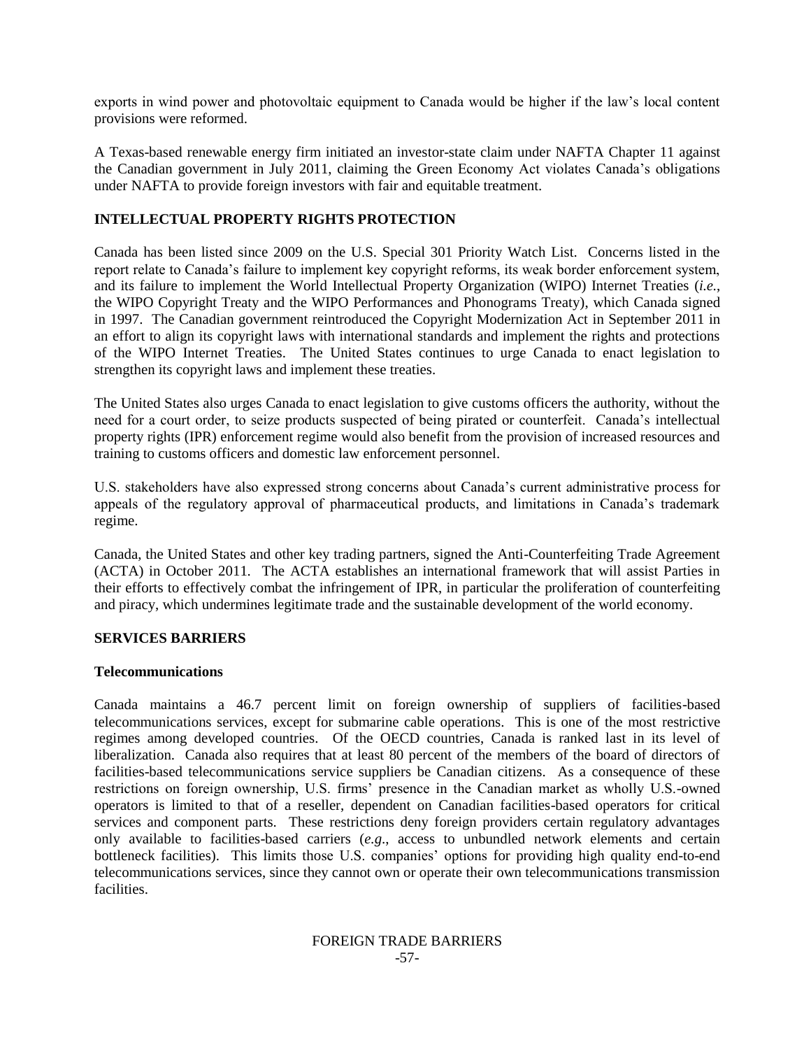exports in wind power and photovoltaic equipment to Canada would be higher if the law's local content provisions were reformed.

A Texas-based renewable energy firm initiated an investor-state claim under NAFTA Chapter 11 against the Canadian government in July 2011, claiming the Green Economy Act violates Canada's obligations under NAFTA to provide foreign investors with fair and equitable treatment.

## INTELLECTUAL PROPERTY RIGHTS PROTECTION

Canada has been listed since 2009 on the U.S. Special 301 Priority Watch List. Concerns listed in the report relate to Canada's failure to implement key copyright reforms, its weak border enforcement system, and its failure to implement the World Intellectual Property Organization (WIPO) Internet Treaties (*i.e.*, the WIPO Copyright Treaty and the WIPO Performances and Phonograms Treaty), which Canada signed in 1997. The Canadian government reintroduced the Copyright Modernization Act in September 2011 in an effort to align its copyright laws with international standards and implement the rights and protections of the WIPO Internet Treaties. The United States continues to urge Canada to enact legislation to strengthen its copyright laws and implement these treaties.

The United States also urges Canada to enact legislation to give customs officers the authority, without the need for a court order, to seize products suspected of being pirated or counterfeit. Canada's intellectual property rights (IPR) enforcement regime would also benefit from the provision of increased resources and training to customs officers and domestic law enforcement personnel.

U.S. stakeholders have also expressed strong concerns about Canada's current administrative process for appeals of the regulatory approval of pharmaceutical products, and limitations in Canada's trademark regime.

Canada, the United States and other key trading partners, signed the Anti-Counterfeiting Trade Agreement (ACTA) in October 2011. The ACTA establishes an international framework that will assist Parties in their efforts to effectively combat the infringement of IPR, in particular the proliferation of counterfeiting and piracy, which undermines legitimate trade and the sustainable development of the world economy.

## SERVICES BARRIERS

### Telecommunications

Canada maintains a 46.7 percent limit on foreign ownership of suppliers of facilities-based telecommunications services, except for submarine cable operations. This is one of the most restrictive regimes among developed countries. Of the OECD countries, Canada is ranked last in its level of liberalization. Canada also requires that at least 80 percent of the members of the board of directors of facilities-based telecommunications service suppliers be Canadian citizens. As a consequence of these restrictions on foreign ownership, U.S. firms' presence in the Canadian market as wholly U.S.-owned operators is limited to that of a reseller, dependent on Canadian facilities-based operators for critical services and component parts. These restrictions deny foreign providers certain regulatory advantages only available to facilities-based carriers (*e.g.*, access to unbundled network elements and certain bottleneck facilities). This limits those U.S. companies' options for providing high quality end-to-end telecommunications services, since they cannot own or operate their own telecommunications transmission facilities.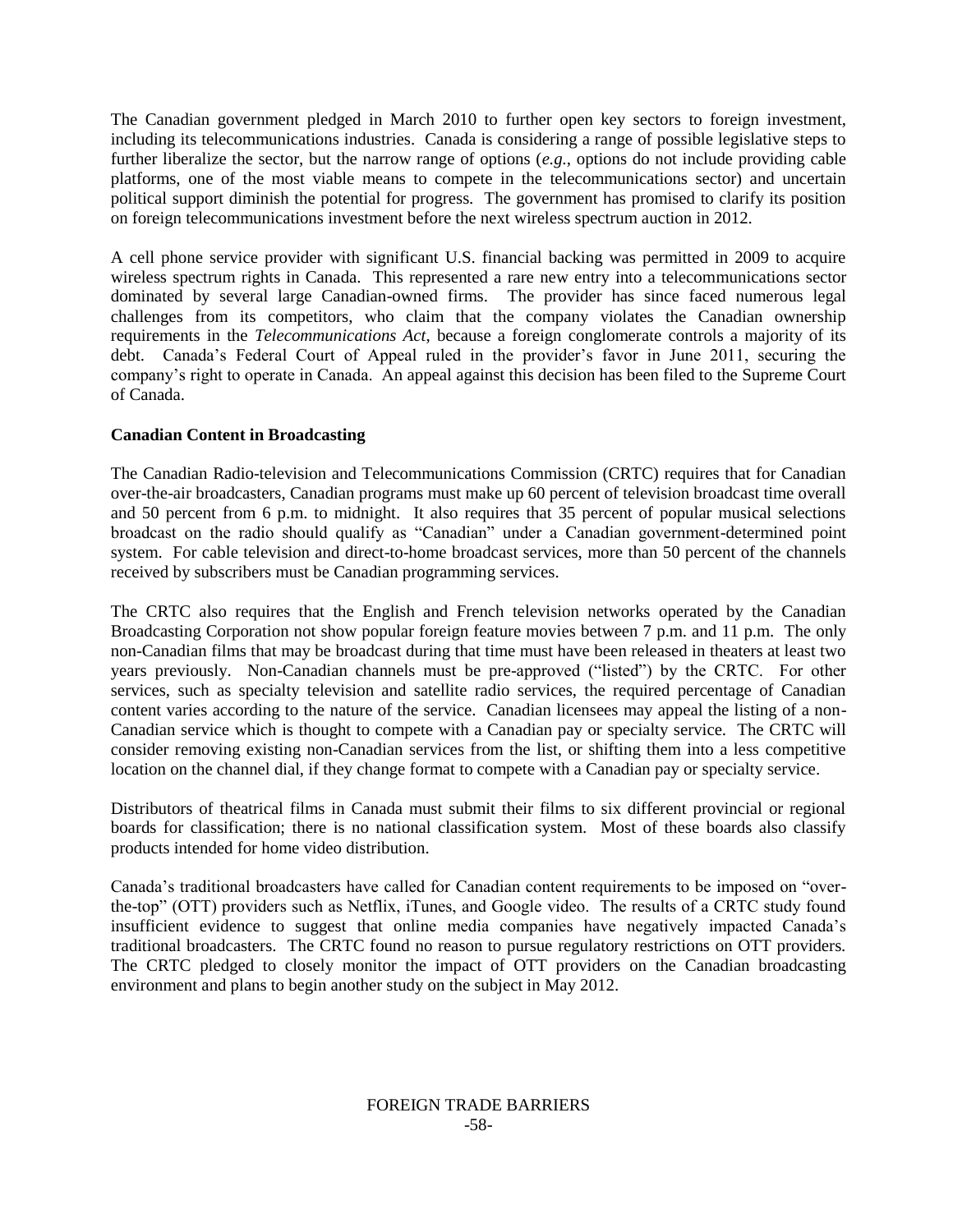The Canadian government pledged in March 2010 to further open key sectors to foreign investment, including its telecommunications industries. Canada is considering a range of possible legislative steps to further liberalize the sector, but the narrow range of options (*e.g.*, options do not include providing cable platforms, one of the most viable means to compete in the telecommunications sector) and uncertain political support diminish the potential for progress. The government has promised to clarify its position on foreign telecommunications investment before the next wireless spectrum auction in 2012.

A cell phone service provider with significant U.S. financial backing was permitted in 2009 to acquire wireless spectrum rights in Canada. This represented a rare new entry into a telecommunications sector dominated by several large Canadian-owned firms. The provider has since faced numerous legal challenges from its competitors, who claim that the company violates the Canadian ownership requirements in the *Telecommunications Act*, because a foreign conglomerate controls a majority of its debt. Canada's Federal Court of Appeal ruled in the provider's favor in June 2011, securing the company's right to operate in Canada. An appeal against this decision has been filed to the Supreme Court of Canada.

**Canadian Content in Broadcasting**

The Canadian Radio-television and Telecommunications Commission (CRTC) requires that for Canadian over-the-air broadcasters, Canadian programs must make up 60 percent of television broadcast time overall and 50 percent from 6 p.m. to midnight. It also requires that 35 percent of popular musical selections broadcast on the radio should qualify as "Canadian" under a Canadian government-determined point system. For cable television and direct-to-home broadcast services, more than 50 percent of the channels received by subscribers must be Canadian programming services.

The CRTC also requires that the English and French television networks operated by the Canadian Broadcasting Corporation not show popular foreign feature movies between 7 p.m. and 11 p.m. The only non-Canadian films that may be broadcast during that time must have been released in theaters at least two years previously. Non-Canadian channels must be pre-approved ("listed") by the CRTC. For other services, such as specialty television and satellite radio services, the required percentage of Canadian content varies according to the nature of the service. Canadian licensees may appeal the listing of a non-Canadian service which is thought to compete with a Canadian pay or specialty service. The CRTC will consider removing existing non-Canadian services from the list, or shifting them into a less competitive location on the channel dial, if they change format to compete with a Canadian pay or specialty service.

Distributors of theatrical films in Canada must submit their films to six different provincial or regional boards for classification; there is no national classification system. Most of these boards also classify products intended for home video distribution.

Canada's traditional broadcasters have called for Canadian content requirements to be imposed on "over-the-top" (OTT) providers such as Netflix, iTunes, and Google video. The results of a CRTC study found insufficient evidence to suggest that online media companies have negatively impacted Canada's traditional broadcasters. The CRTC found no reason to pursue regulatory restrictions on OTT providers. The CRTC pledged to closely monitor the impact of OTT providers on the Canadian broadcasting environment and plans to begin another study on the subject in May 2012.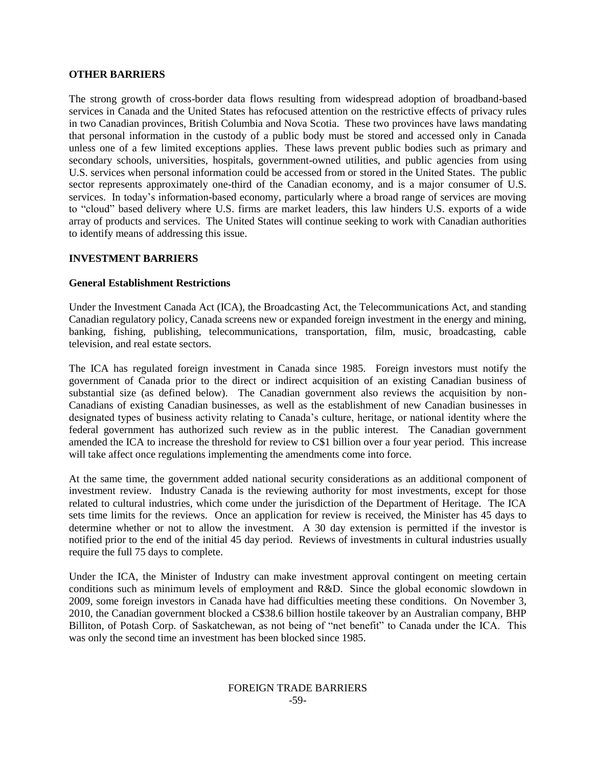## OTHER BARRIERS

The strong growth of cross-border data flows resulting from widespread adoption of broadband-based services in Canada and the United States has refocused attention on the restrictive effects of privacy rules in two Canadian provinces, British Columbia and Nova Scotia. These two provinces have laws mandating that personal information in the custody of a public body must be stored and accessed only in Canada unless one of a few limited exceptions applies. These laws prevent public bodies such as primary and secondary schools, universities, hospitals, government-owned utilities, and public agencies from using U.S. services when personal information could be accessed from or stored in the United States. The public sector represents approximately one-third of the Canadian economy, and is a major consumer of U.S. services. In today's information-based economy, particularly where a broad range of services are moving to "cloud" based delivery where U.S. firms are market leaders, this law hinders U.S. exports of a wide array of products and services. The United States will continue seeking to work with Canadian authorities to identify means of addressing this issue.

## INVESTMENT BARRIERS

### General Establishment Restrictions

Under the Investment Canada Act (ICA), the Broadcasting Act, the Telecommunications Act, and standing Canadian regulatory policy, Canada screens new or expanded foreign investment in the energy and mining, banking, fishing, publishing, telecommunications, transportation, film, music, broadcasting, cable television, and real estate sectors.

The ICA has regulated foreign investment in Canada since 1985. Foreign investors must notify the government of Canada prior to the direct or indirect acquisition of an existing Canadian business of substantial size (as defined below). The Canadian government also reviews the acquisition by non-Canadians of existing Canadian businesses, as well as the establishment of new Canadian businesses in designated types of business activity relating to Canada's culture, heritage, or national identity where the federal government has authorized such review as in the public interest. The Canadian government amended the ICA to increase the threshold for review to C$1 billion over a four year period. This increase will take affect once regulations implementing the amendments come into force.

At the same time, the government added national security considerations as an additional component of investment review. Industry Canada is the reviewing authority for most investments, except for those related to cultural industries, which come under the jurisdiction of the Department of Heritage. The ICA sets time limits for the reviews. Once an application for review is received, the Minister has 45 days to determine whether or not to allow the investment. A 30 day extension is permitted if the investor is notified prior to the end of the initial 45 day period. Reviews of investments in cultural industries usually require the full 75 days to complete.

Under the ICA, the Minister of Industry can make investment approval contingent on meeting certain conditions such as minimum levels of employment and R&D. Since the global economic slowdown in 2009, some foreign investors in Canada have had difficulties meeting these conditions. On November 3, 2010, the Canadian government blocked a C$38.6 billion hostile takeover by an Australian company, BHP Billiton, of Potash Corp. of Saskatchewan, as not being of "net benefit" to Canada under the ICA. This was only the second time an investment has been blocked since 1985.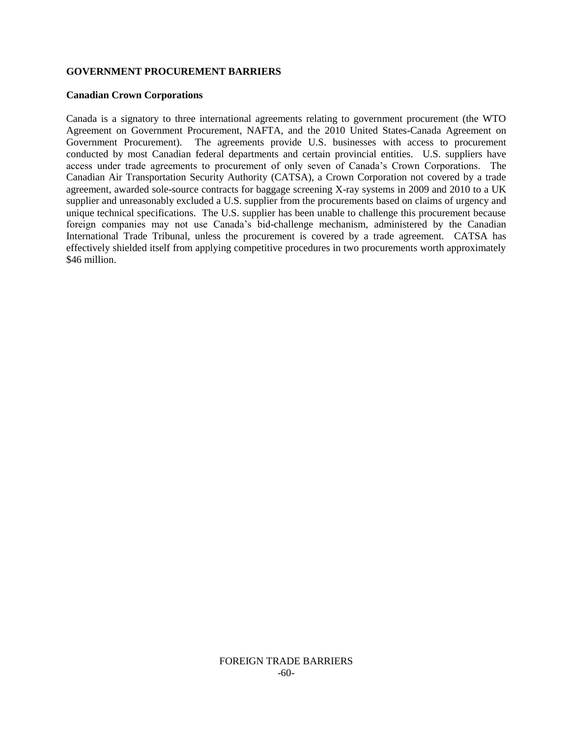## GOVERNMENT PROCUREMENT BARRIERS

### Canadian Crown Corporations

Canada is a signatory to three international agreements relating to government procurement (the WTO Agreement on Government Procurement, NAFTA, and the 2010 United States-Canada Agreement on Government Procurement). The agreements provide U.S. businesses with access to procurement conducted by most Canadian federal departments and certain provincial entities. U.S. suppliers have access under trade agreements to procurement of only seven of Canada's Crown Corporations. The Canadian Air Transportation Security Authority (CATSA), a Crown Corporation not covered by a trade agreement, awarded sole-source contracts for baggage screening X-ray systems in 2009 and 2010 to a UK supplier and unreasonably excluded a U.S. supplier from the procurements based on claims of urgency and unique technical specifications. The U.S. supplier has been unable to challenge this procurement because foreign companies may not use Canada's bid-challenge mechanism, administered by the Canadian International Trade Tribunal, unless the procurement is covered by a trade agreement. CATSA has effectively shielded itself from applying competitive procedures in two procurements worth approximately $46 million.